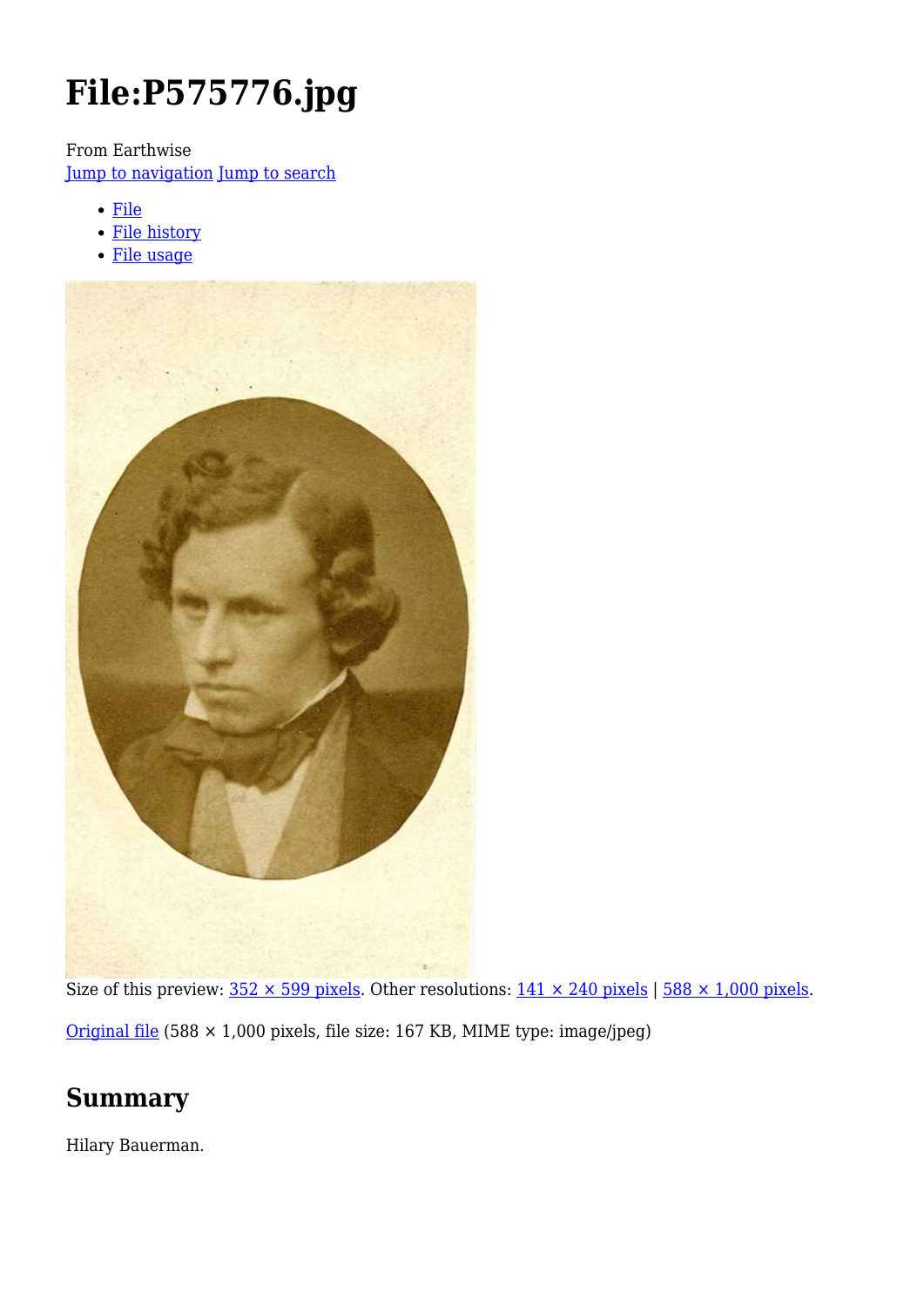# File:P575776.jpg

From Earthwise

Jump to navigation Jump to search

- File
- File history
- File usage

Size of this preview: 352 × 599 pixels. Other resolutions: 141 × 240 pixels | 588 × 1,000 pixels.

Original file (588 × 1,000 pixels, file size: 167 KB, MIME type: image/jpeg)

## Summary

Hilary Bauerman.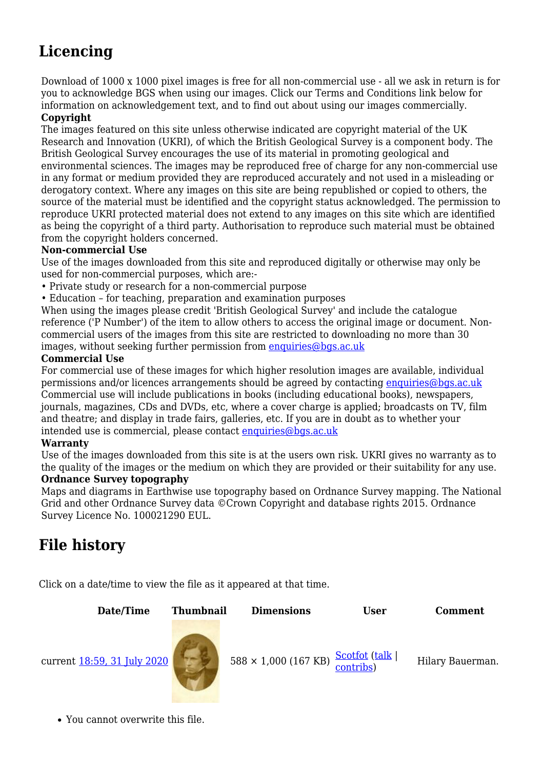## Licencing

Download of 1000 x 1000 pixel images is free for all non-commercial use - all we ask in return is for you to acknowledge BGS when using our images. Click our Terms and Conditions link below for information on acknowledgement text, and to find out about using our images commercially.

**Copyright**

The images featured on this site unless otherwise indicated are copyright material of the UK Research and Innovation (UKRI), of which the British Geological Survey is a component body. The British Geological Survey encourages the use of its material in promoting geological and environmental sciences. The images may be reproduced free of charge for any non-commercial use in any format or medium provided they are reproduced accurately and not used in a misleading or derogatory context. Where any images on this site are being republished or copied to others, the source of the material must be identified and the copyright status acknowledged. The permission to reproduce UKRI protected material does not extend to any images on this site which are identified as being the copyright of a third party. Authorisation to reproduce such material must be obtained from the copyright holders concerned.

**Non-commercial Use**

Use of the images downloaded from this site and reproduced digitally or otherwise may only be used for non-commercial purposes, which are:-

- Private study or research for a non-commercial purpose
- Education – for teaching, preparation and examination purposes

When using the images please credit 'British Geological Survey' and include the catalogue reference ('P Number') of the item to allow others to access the original image or document. Non-commercial users of the images from this site are restricted to downloading no more than 30 images, without seeking further permission from enquiries@bgs.ac.uk

**Commercial Use**

For commercial use of these images for which higher resolution images are available, individual permissions and/or licences arrangements should be agreed by contacting enquiries@bgs.ac.uk Commercial use will include publications in books (including educational books), newspapers, journals, magazines, CDs and DVDs, etc, where a cover charge is applied; broadcasts on TV, film and theatre; and display in trade fairs, galleries, etc. If you are in doubt as to whether your intended use is commercial, please contact enquiries@bgs.ac.uk

**Warranty**

Use of the images downloaded from this site is at the users own risk. UKRI gives no warranty as to the quality of the images or the medium on which they are provided or their suitability for any use.

**Ordnance Survey topography**

Maps and diagrams in Earthwise use topography based on Ordnance Survey mapping. The National Grid and other Ordnance Survey data ©Crown Copyright and database rights 2015. Ordnance Survey Licence No. 100021290 EUL.

## File history

Click on a date/time to view the file as it appeared at that time.

| | Date/Time | Thumbnail | Dimensions | User | Comment |
|---|---|---|---|---|---|
| current | 18:59, 31 July 2020 | | 588 × 1,000 (167 KB) | Scotfot (talk \| contribs) | Hilary Bauerman. |

- You cannot overwrite this file.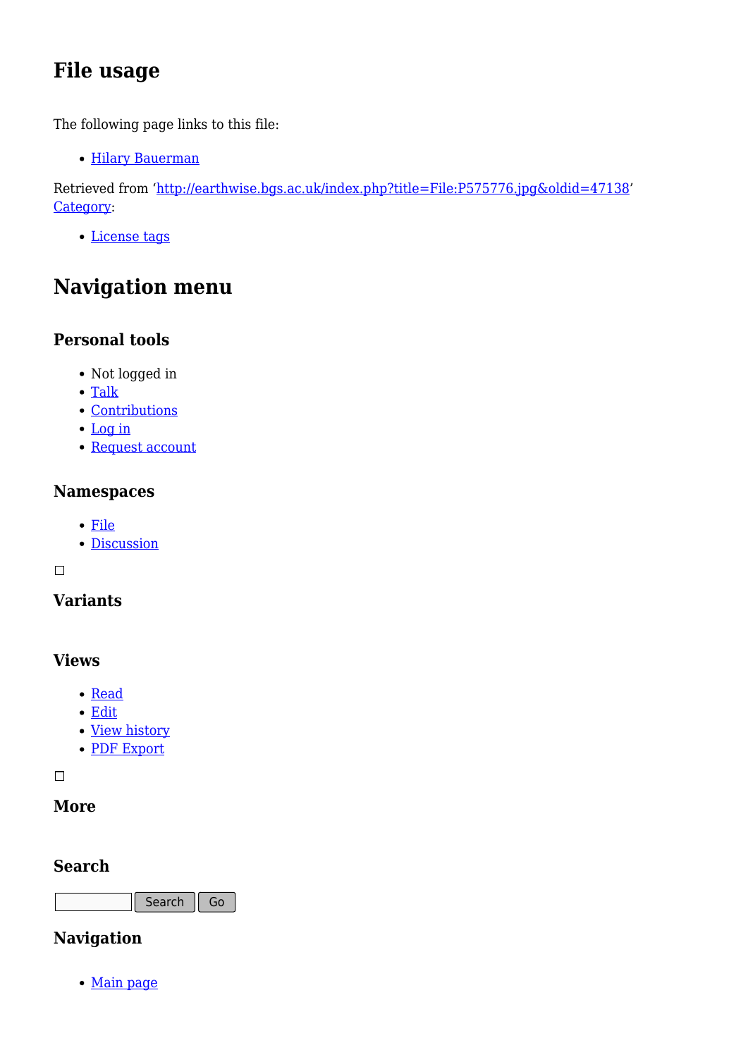## File usage

The following page links to this file:

- Hilary Bauerman

Retrieved from 'http://earthwise.bgs.ac.uk/index.php?title=File:P575776.jpg&oldid=47138'
Category:

- License tags

## Navigation menu

### Personal tools

- Not logged in
- Talk
- Contributions
- Log in
- Request account

### Namespaces

- File
- Discussion

### Variants

### Views

- Read
- Edit
- View history
- PDF Export

### More

### Search

Search Go

### Navigation

- Main page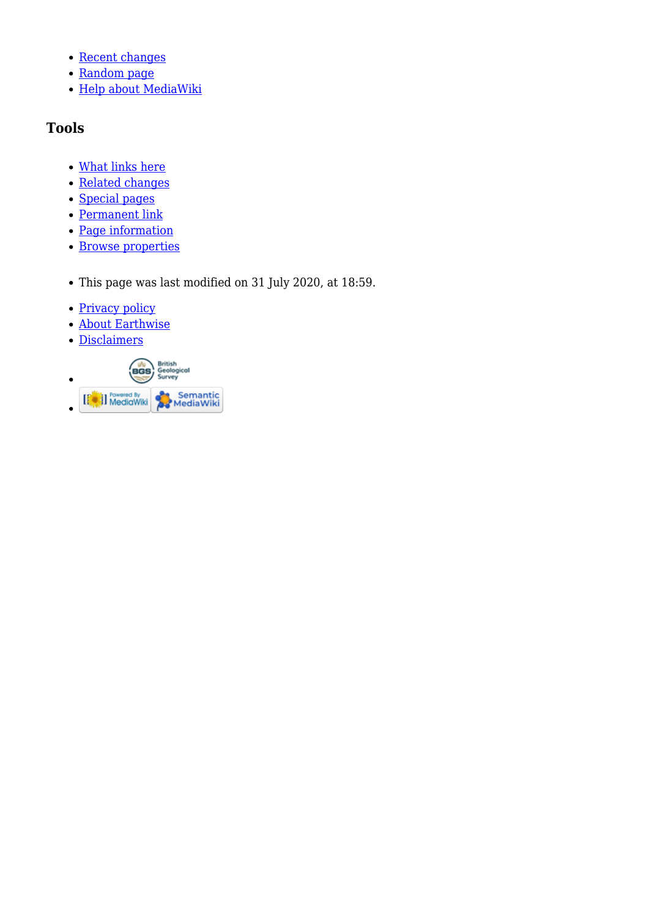- Recent changes
- Random page
- Help about MediaWiki

## Tools

- What links here
- Related changes
- Special pages
- Permanent link
- Page information
- Browse properties

- This page was last modified on 31 July 2020, at 18:59.

- Privacy policy
- About Earthwise
- Disclaimers